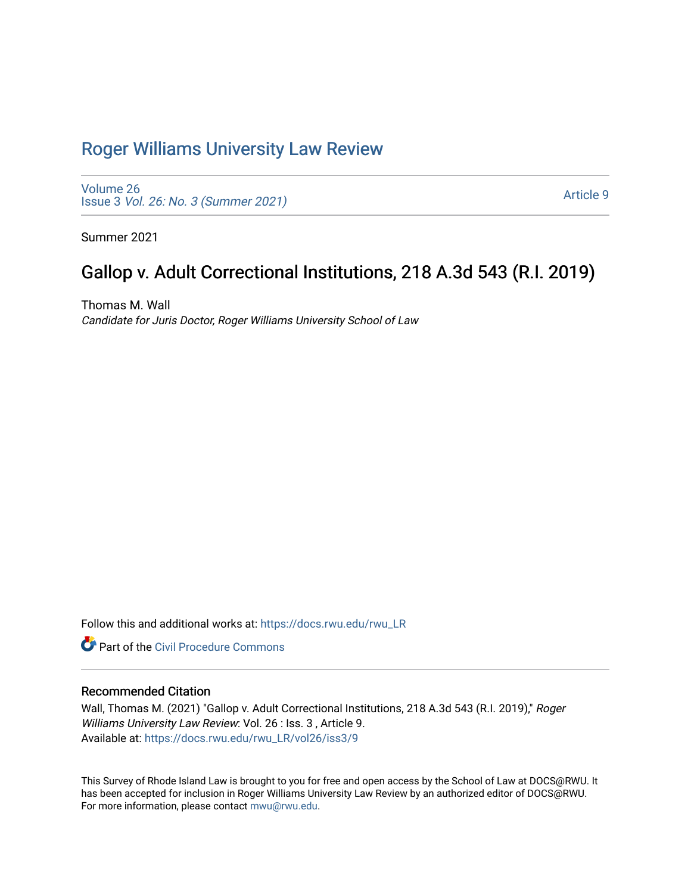# Roger Williams University Law Review

Volume 26
Issue 3 *Vol. 26: No. 3 (Summer 2021)*

Article 9

Summer 2021

## Gallop v. Adult Correctional Institutions, 218 A.3d 543 (R.I. 2019)

Thomas M. Wall
*Candidate for Juris Doctor, Roger Williams University School of Law*

Follow this and additional works at: https://docs.rwu.edu/rwu_LR

Part of the Civil Procedure Commons

### Recommended Citation

Wall, Thomas M. (2021) "Gallop v. Adult Correctional Institutions, 218 A.3d 543 (R.I. 2019)," *Roger Williams University Law Review*: Vol. 26 : Iss. 3 , Article 9.
Available at: https://docs.rwu.edu/rwu_LR/vol26/iss3/9

This Survey of Rhode Island Law is brought to you for free and open access by the School of Law at DOCS@RWU. It has been accepted for inclusion in Roger Williams University Law Review by an authorized editor of DOCS@RWU. For more information, please contact mwu@rwu.edu.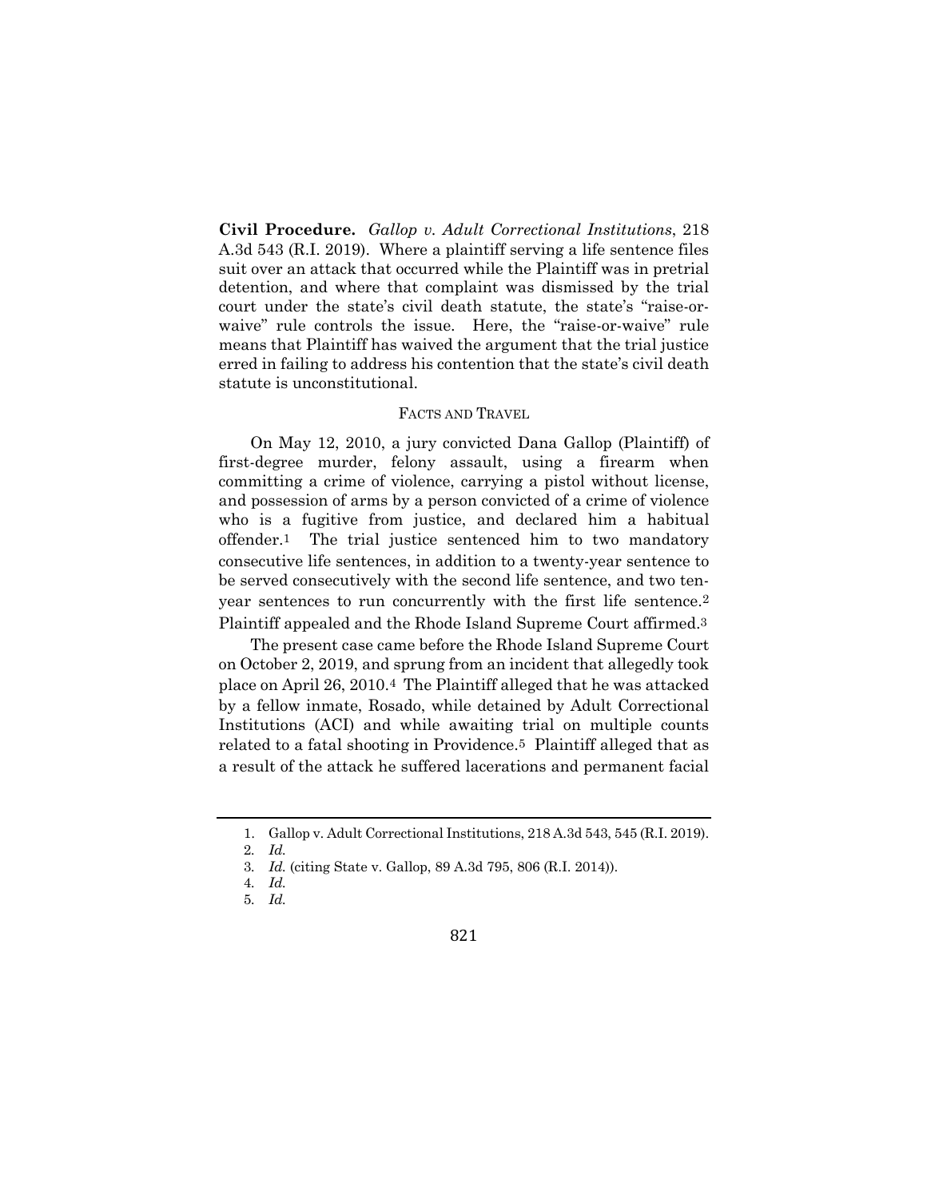**Civil Procedure.** *Gallop v. Adult Correctional Institutions*, 218 A.3d 543 (R.I. 2019). Where a plaintiff serving a life sentence files suit over an attack that occurred while the Plaintiff was in pretrial detention, and where that complaint was dismissed by the trial court under the state's civil death statute, the state's "raise-or-waive" rule controls the issue. Here, the "raise-or-waive" rule means that Plaintiff has waived the argument that the trial justice erred in failing to address his contention that the state's civil death statute is unconstitutional.

## FACTS AND TRAVEL

On May 12, 2010, a jury convicted Dana Gallop (Plaintiff) of first-degree murder, felony assault, using a firearm when committing a crime of violence, carrying a pistol without license, and possession of arms by a person convicted of a crime of violence who is a fugitive from justice, and declared him a habitual offender.[1] The trial justice sentenced him to two mandatory consecutive life sentences, in addition to a twenty-year sentence to be served consecutively with the second life sentence, and two ten-year sentences to run concurrently with the first life sentence.[2] Plaintiff appealed and the Rhode Island Supreme Court affirmed.[3]

The present case came before the Rhode Island Supreme Court on October 2, 2019, and sprung from an incident that allegedly took place on April 26, 2010.[4] The Plaintiff alleged that he was attacked by a fellow inmate, Rosado, while detained by Adult Correctional Institutions (ACI) and while awaiting trial on multiple counts related to a fatal shooting in Providence.[5] Plaintiff alleged that as a result of the attack he suffered lacerations and permanent facial

1. Gallop v. Adult Correctional Institutions, 218 A.3d 543, 545 (R.I. 2019).
2. *Id.*
3. *Id.* (citing State v. Gallop, 89 A.3d 795, 806 (R.I. 2014)).
4. *Id.*
5. *Id.*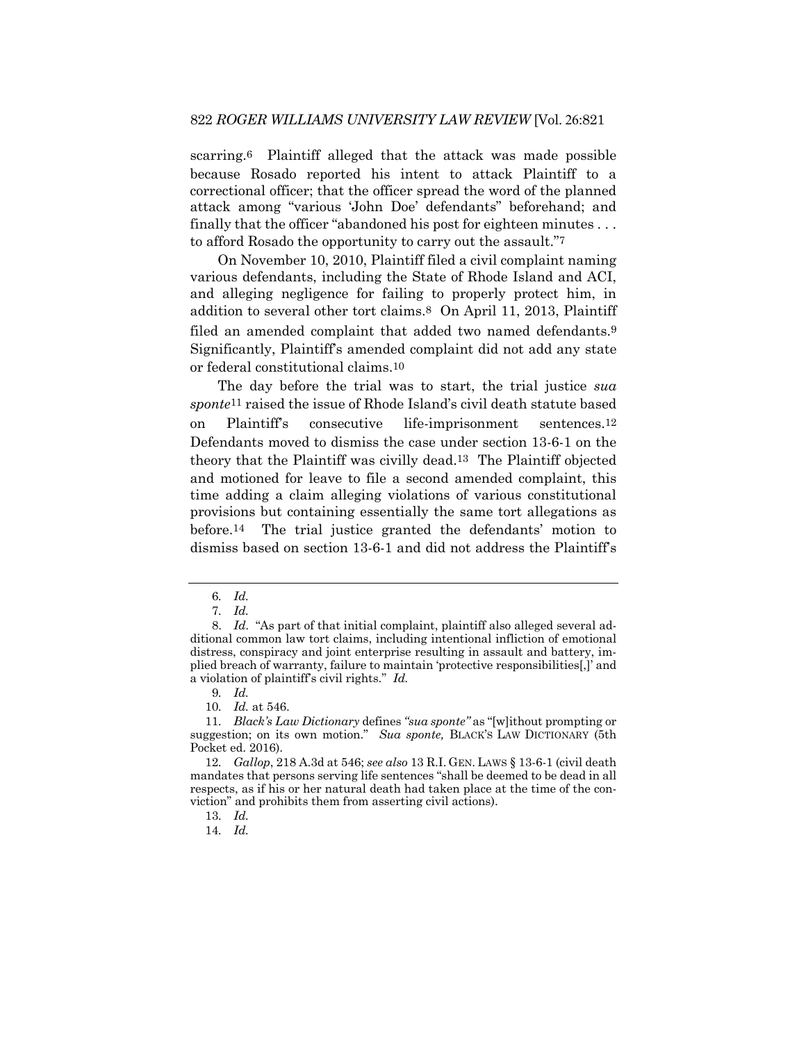scarring.[6] Plaintiff alleged that the attack was made possible because Rosado reported his intent to attack Plaintiff to a correctional officer; that the officer spread the word of the planned attack among "various 'John Doe' defendants" beforehand; and finally that the officer "abandoned his post for eighteen minutes . . . to afford Rosado the opportunity to carry out the assault."[7]

On November 10, 2010, Plaintiff filed a civil complaint naming various defendants, including the State of Rhode Island and ACI, and alleging negligence for failing to properly protect him, in addition to several other tort claims.[8] On April 11, 2013, Plaintiff filed an amended complaint that added two named defendants.[9] Significantly, Plaintiff's amended complaint did not add any state or federal constitutional claims.[10]

The day before the trial was to start, the trial justice *sua sponte*[11] raised the issue of Rhode Island's civil death statute based on Plaintiff's consecutive life-imprisonment sentences.[12] Defendants moved to dismiss the case under section 13-6-1 on the theory that the Plaintiff was civilly dead.[13] The Plaintiff objected and motioned for leave to file a second amended complaint, this time adding a claim alleging violations of various constitutional provisions but containing essentially the same tort allegations as before.[14] The trial justice granted the defendants' motion to dismiss based on section 13-6-1 and did not address the Plaintiff's

---

6. *Id.*

7. *Id.*

8. *Id*. "As part of that initial complaint, plaintiff also alleged several additional common law tort claims, including intentional infliction of emotional distress, conspiracy and joint enterprise resulting in assault and battery, implied breach of warranty, failure to maintain 'protective responsibilities[,]' and a violation of plaintiff's civil rights." *Id.*

9. *Id.*

10. *Id.* at 546.

11. *Black's Law Dictionary* defines *"sua sponte"* as "[w]ithout prompting or suggestion; on its own motion." *Sua sponte,* BLACK'S LAW DICTIONARY (5th Pocket ed. 2016).

12. *Gallop*, 218 A.3d at 546; *see also* 13 R.I. GEN. LAWS § 13-6-1 (civil death mandates that persons serving life sentences "shall be deemed to be dead in all respects, as if his or her natural death had taken place at the time of the conviction" and prohibits them from asserting civil actions).

13. *Id.*

14. *Id.*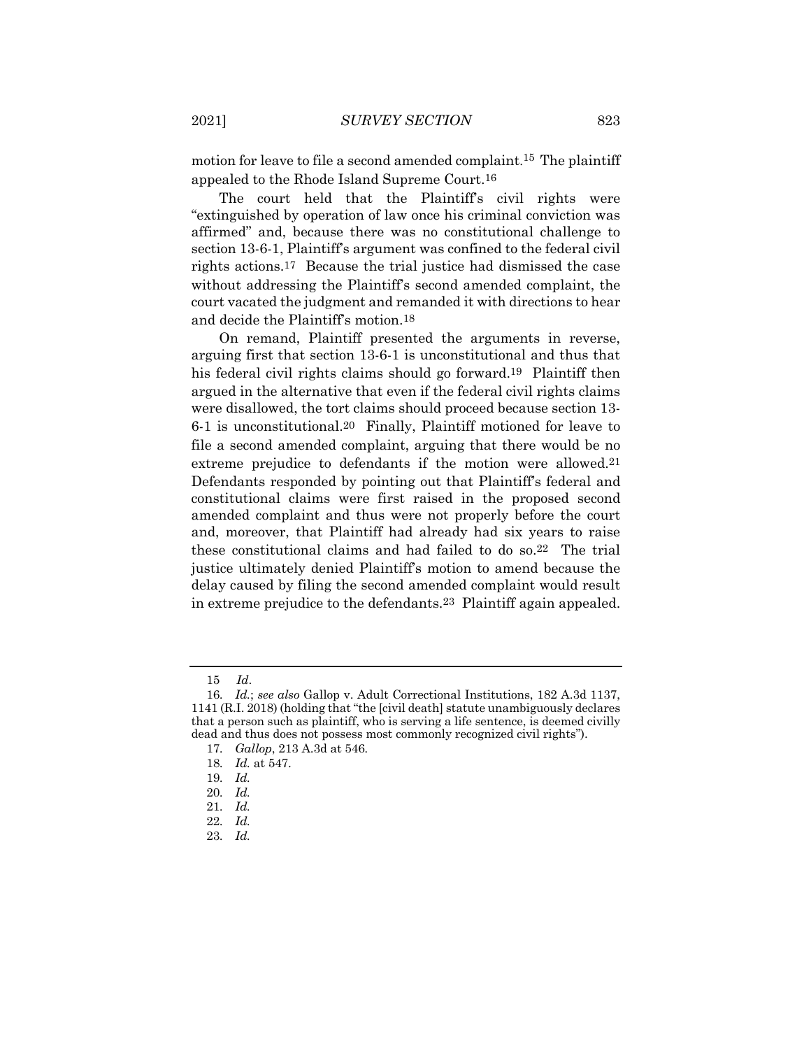motion for leave to file a second amended complaint.[15] The plaintiff appealed to the Rhode Island Supreme Court.[16]

The court held that the Plaintiff's civil rights were "extinguished by operation of law once his criminal conviction was affirmed" and, because there was no constitutional challenge to section 13-6-1, Plaintiff's argument was confined to the federal civil rights actions.[17] Because the trial justice had dismissed the case without addressing the Plaintiff's second amended complaint, the court vacated the judgment and remanded it with directions to hear and decide the Plaintiff's motion.[18]

On remand, Plaintiff presented the arguments in reverse, arguing first that section 13-6-1 is unconstitutional and thus that his federal civil rights claims should go forward.[19] Plaintiff then argued in the alternative that even if the federal civil rights claims were disallowed, the tort claims should proceed because section 13-6-1 is unconstitutional.[20] Finally, Plaintiff motioned for leave to file a second amended complaint, arguing that there would be no extreme prejudice to defendants if the motion were allowed.[21] Defendants responded by pointing out that Plaintiff's federal and constitutional claims were first raised in the proposed second amended complaint and thus were not properly before the court and, moreover, that Plaintiff had already had six years to raise these constitutional claims and had failed to do so.[22] The trial justice ultimately denied Plaintiff's motion to amend because the delay caused by filing the second amended complaint would result in extreme prejudice to the defendants.[23] Plaintiff again appealed.

---

15 *Id*.

16. *Id.*; *see also* Gallop v. Adult Correctional Institutions, 182 A.3d 1137, 1141 (R.I. 2018) (holding that "the [civil death] statute unambiguously declares that a person such as plaintiff, who is serving a life sentence, is deemed civilly dead and thus does not possess most commonly recognized civil rights").

17. *Gallop*, 213 A.3d at 546.

18. *Id.* at 547.

19. *Id.*

20. *Id.*

21. *Id.*

22. *Id.*

23. *Id.*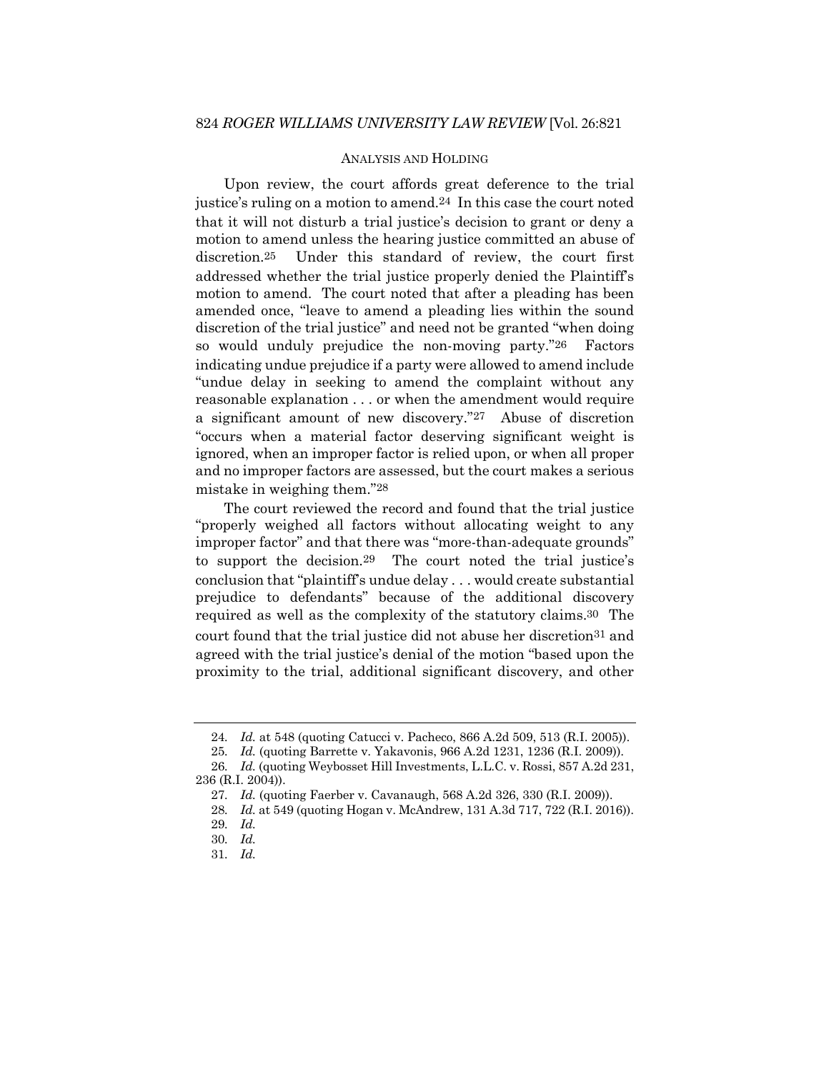## ANALYSIS AND HOLDING

Upon review, the court affords great deference to the trial justice's ruling on a motion to amend.[24] In this case the court noted that it will not disturb a trial justice's decision to grant or deny a motion to amend unless the hearing justice committed an abuse of discretion.[25] Under this standard of review, the court first addressed whether the trial justice properly denied the Plaintiff's motion to amend. The court noted that after a pleading has been amended once, "leave to amend a pleading lies within the sound discretion of the trial justice" and need not be granted "when doing so would unduly prejudice the non-moving party."[26] Factors indicating undue prejudice if a party were allowed to amend include "undue delay in seeking to amend the complaint without any reasonable explanation . . . or when the amendment would require a significant amount of new discovery."[27] Abuse of discretion "occurs when a material factor deserving significant weight is ignored, when an improper factor is relied upon, or when all proper and no improper factors are assessed, but the court makes a serious mistake in weighing them."[28]

The court reviewed the record and found that the trial justice "properly weighed all factors without allocating weight to any improper factor" and that there was "more-than-adequate grounds" to support the decision.[29] The court noted the trial justice's conclusion that "plaintiff's undue delay . . . would create substantial prejudice to defendants" because of the additional discovery required as well as the complexity of the statutory claims.[30] The court found that the trial justice did not abuse her discretion[31] and agreed with the trial justice's denial of the motion "based upon the proximity to the trial, additional significant discovery, and other

---

24. *Id.* at 548 (quoting Catucci v. Pacheco, 866 A.2d 509, 513 (R.I. 2005)).

25. *Id.* (quoting Barrette v. Yakavonis, 966 A.2d 1231, 1236 (R.I. 2009)).

26. *Id.* (quoting Weybosset Hill Investments, L.L.C. v. Rossi, 857 A.2d 231, 236 (R.I. 2004)).

27. *Id.* (quoting Faerber v. Cavanaugh, 568 A.2d 326, 330 (R.I. 2009)).

28. *Id.* at 549 (quoting Hogan v. McAndrew, 131 A.3d 717, 722 (R.I. 2016)).

29. *Id.*

30. *Id.*

31. *Id.*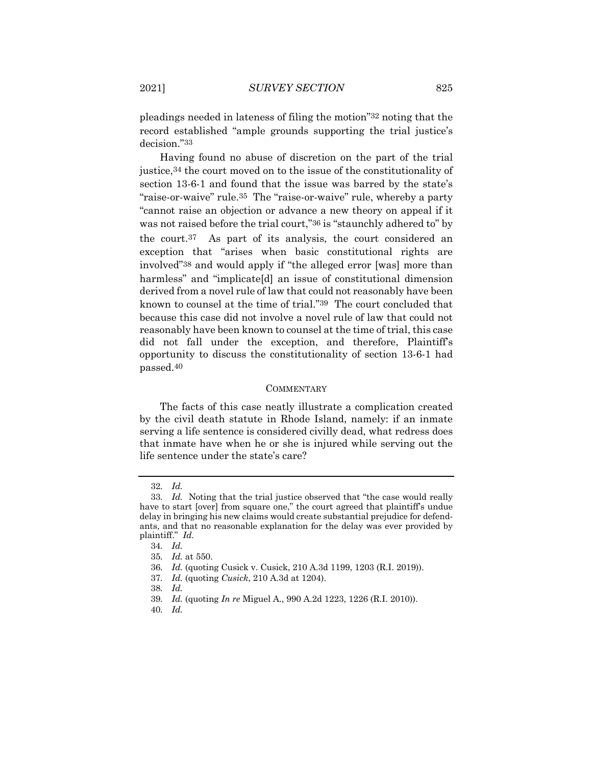pleadings needed in lateness of filing the motion"[32] noting that the record established "ample grounds supporting the trial justice's decision."[33]

Having found no abuse of discretion on the part of the trial justice,[34] the court moved on to the issue of the constitutionality of section 13-6-1 and found that the issue was barred by the state's "raise-or-waive" rule.[35] The "raise-or-waive" rule, whereby a party "cannot raise an objection or advance a new theory on appeal if it was not raised before the trial court,"[36] is "staunchly adhered to" by the court.[37] As part of its analysis, the court considered an exception that "arises when basic constitutional rights are involved"[38] and would apply if "the alleged error [was] more than harmless" and "implicate[d] an issue of constitutional dimension derived from a novel rule of law that could not reasonably have been known to counsel at the time of trial."[39] The court concluded that because this case did not involve a novel rule of law that could not reasonably have been known to counsel at the time of trial, this case did not fall under the exception, and therefore, Plaintiff's opportunity to discuss the constitutionality of section 13-6-1 had passed.[40]

## COMMENTARY

The facts of this case neatly illustrate a complication created by the civil death statute in Rhode Island, namely: if an inmate serving a life sentence is considered civilly dead, what redress does that inmate have when he or she is injured while serving out the life sentence under the state's care?

---

32. *Id.*

33. *Id.* Noting that the trial justice observed that "the case would really have to start [over] from square one," the court agreed that plaintiff's undue delay in bringing his new claims would create substantial prejudice for defendants, and that no reasonable explanation for the delay was ever provided by plaintiff." *Id.*

34. *Id.*

35. *Id.* at 550.

36. *Id.* (quoting Cusick v. Cusick, 210 A.3d 1199, 1203 (R.I. 2019)).

37. *Id.* (quoting *Cusick*, 210 A.3d at 1204).

38. *Id.*

39. *Id.* (quoting *In re* Miguel A., 990 A.2d 1223, 1226 (R.I. 2010)).

40. *Id.*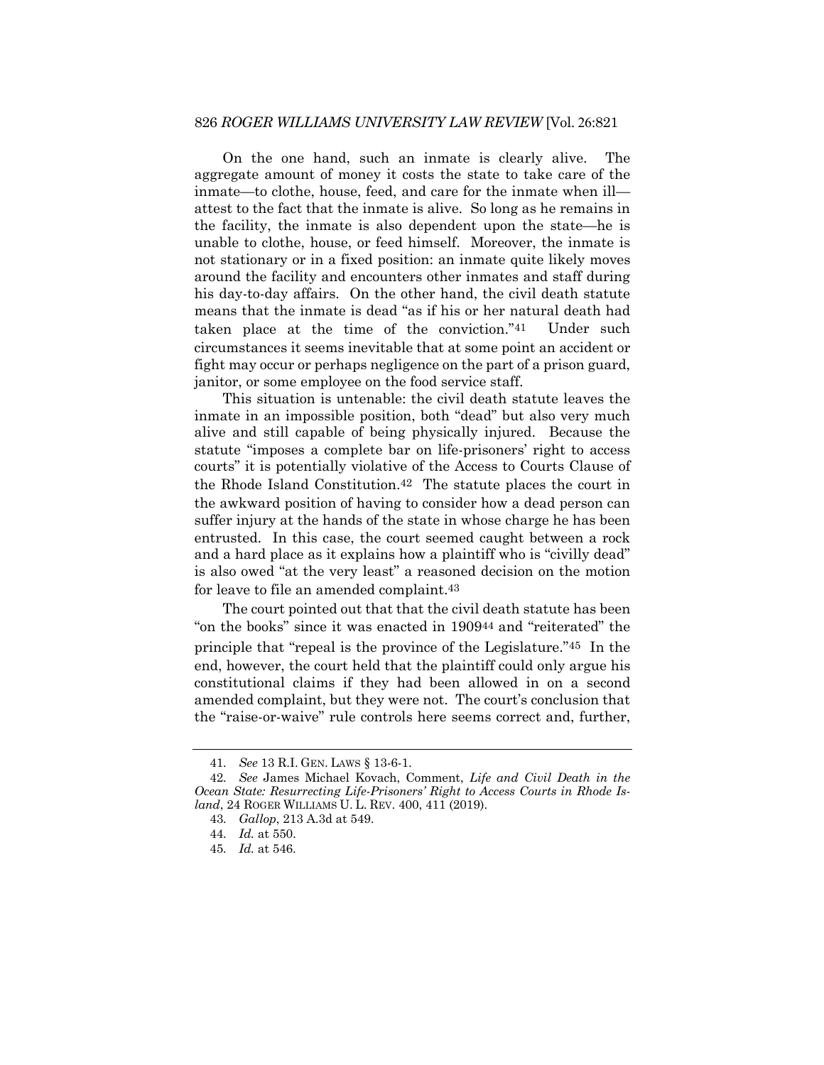On the one hand, such an inmate is clearly alive. The aggregate amount of money it costs the state to take care of the inmate—to clothe, house, feed, and care for the inmate when ill—attest to the fact that the inmate is alive. So long as he remains in the facility, the inmate is also dependent upon the state—he is unable to clothe, house, or feed himself. Moreover, the inmate is not stationary or in a fixed position: an inmate quite likely moves around the facility and encounters other inmates and staff during his day-to-day affairs. On the other hand, the civil death statute means that the inmate is dead "as if his or her natural death had taken place at the time of the conviction."[41] Under such circumstances it seems inevitable that at some point an accident or fight may occur or perhaps negligence on the part of a prison guard, janitor, or some employee on the food service staff.

This situation is untenable: the civil death statute leaves the inmate in an impossible position, both "dead" but also very much alive and still capable of being physically injured. Because the statute "imposes a complete bar on life-prisoners' right to access courts" it is potentially violative of the Access to Courts Clause of the Rhode Island Constitution.[42] The statute places the court in the awkward position of having to consider how a dead person can suffer injury at the hands of the state in whose charge he has been entrusted. In this case, the court seemed caught between a rock and a hard place as it explains how a plaintiff who is "civilly dead" is also owed "at the very least" a reasoned decision on the motion for leave to file an amended complaint.[43]

The court pointed out that that the civil death statute has been "on the books" since it was enacted in 1909[44] and "reiterated" the principle that "repeal is the province of the Legislature."[45] In the end, however, the court held that the plaintiff could only argue his constitutional claims if they had been allowed in on a second amended complaint, but they were not. The court's conclusion that the "raise-or-waive" rule controls here seems correct and, further,

41. *See* 13 R.I. GEN. LAWS § 13-6-1.

42. *See* James Michael Kovach, Comment, *Life and Civil Death in the Ocean State: Resurrecting Life-Prisoners' Right to Access Courts in Rhode Island*, 24 ROGER WILLIAMS U. L. REV. 400, 411 (2019).

43. *Gallop*, 213 A.3d at 549.

44. *Id.* at 550.

45. *Id.* at 546.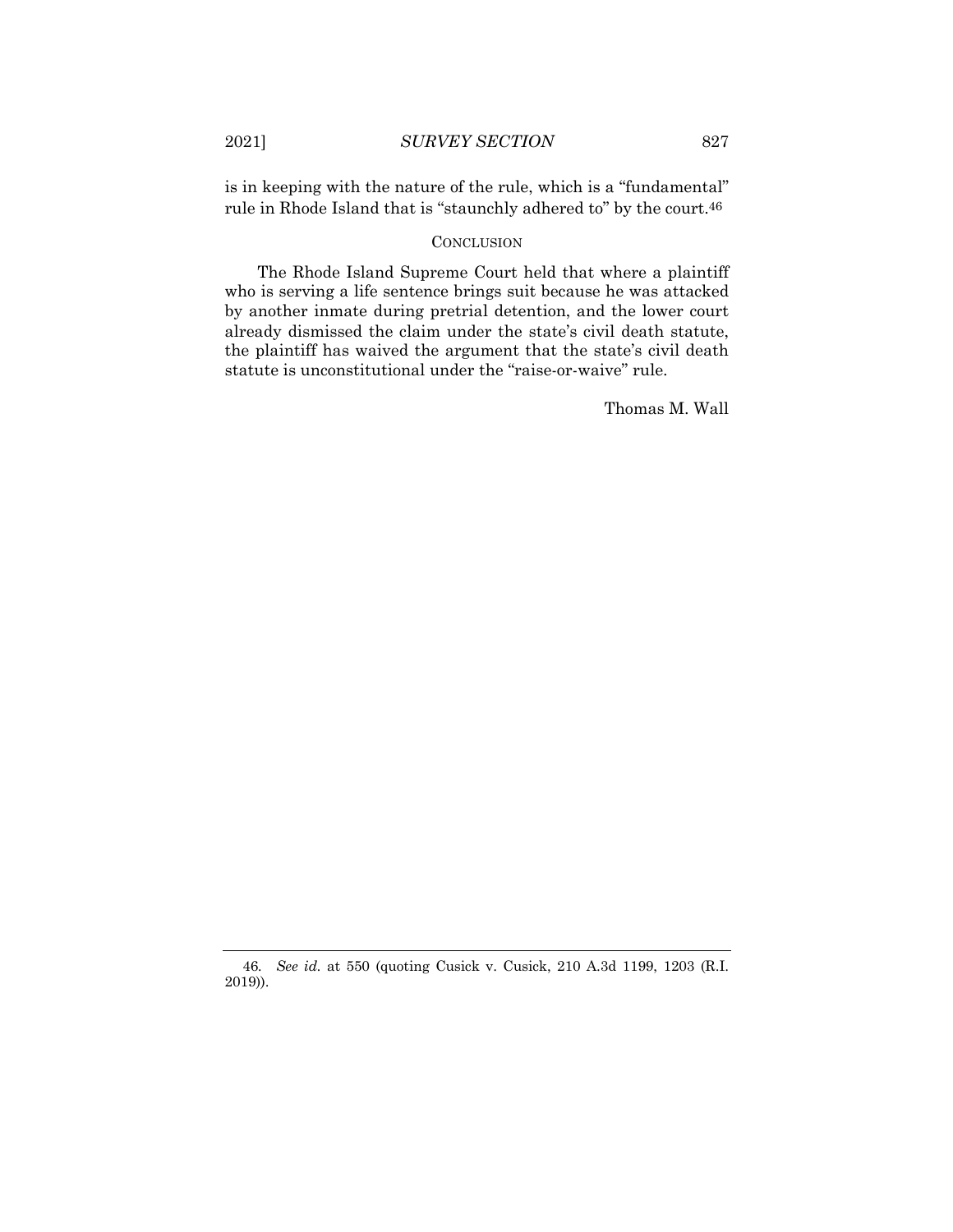is in keeping with the nature of the rule, which is a "fundamental" rule in Rhode Island that is "staunchly adhered to" by the court.[46]

## CONCLUSION

The Rhode Island Supreme Court held that where a plaintiff who is serving a life sentence brings suit because he was attacked by another inmate during pretrial detention, and the lower court already dismissed the claim under the state's civil death statute, the plaintiff has waived the argument that the state's civil death statute is unconstitutional under the "raise-or-waive" rule.

Thomas M. Wall

---

46. *See id.* at 550 (quoting Cusick v. Cusick, 210 A.3d 1199, 1203 (R.I. 2019)).